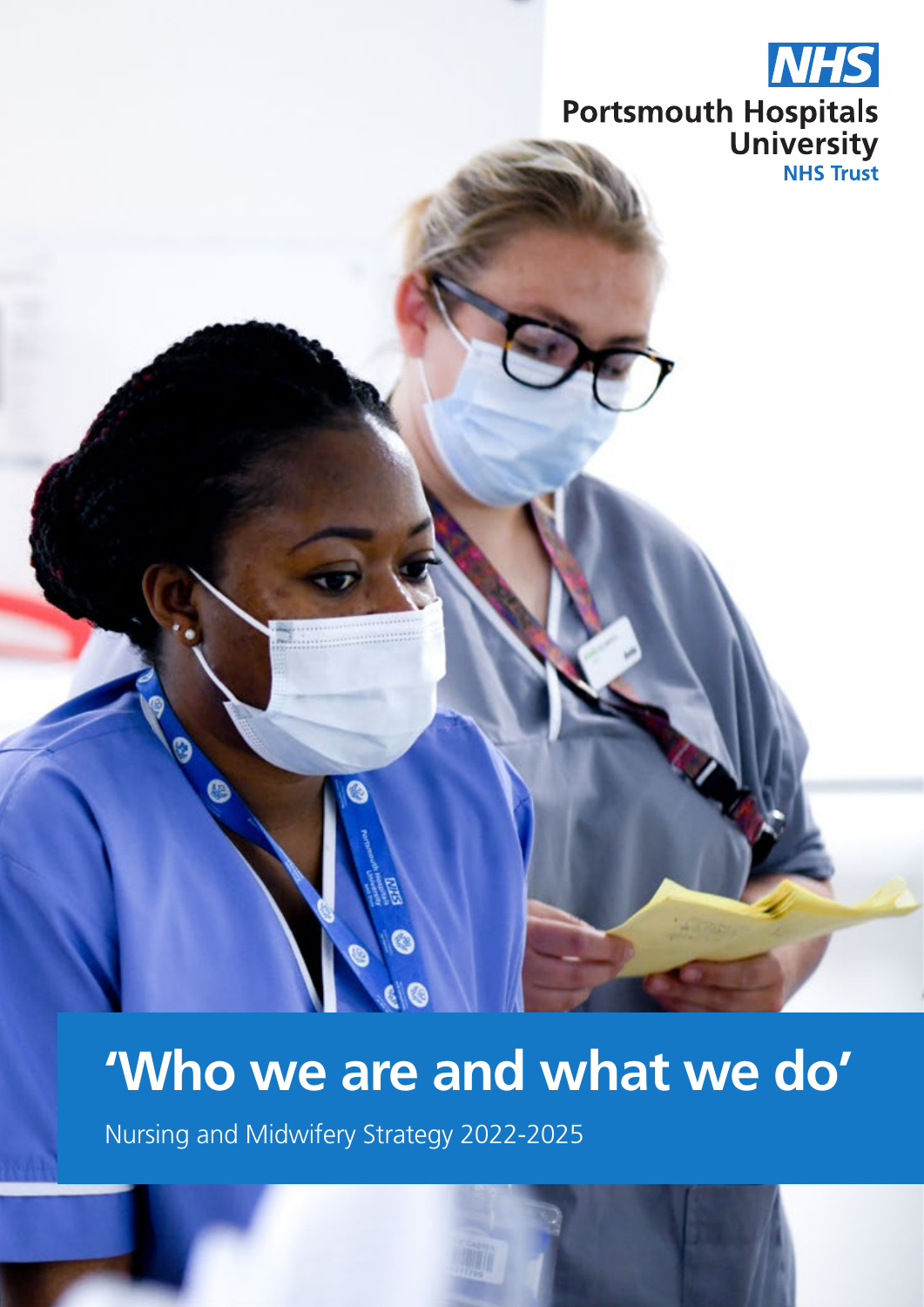NHS

Portsmouth Hospitals University NHS Trust

# 'Who we are and what we do'

Nursing and Midwifery Strategy 2022-2025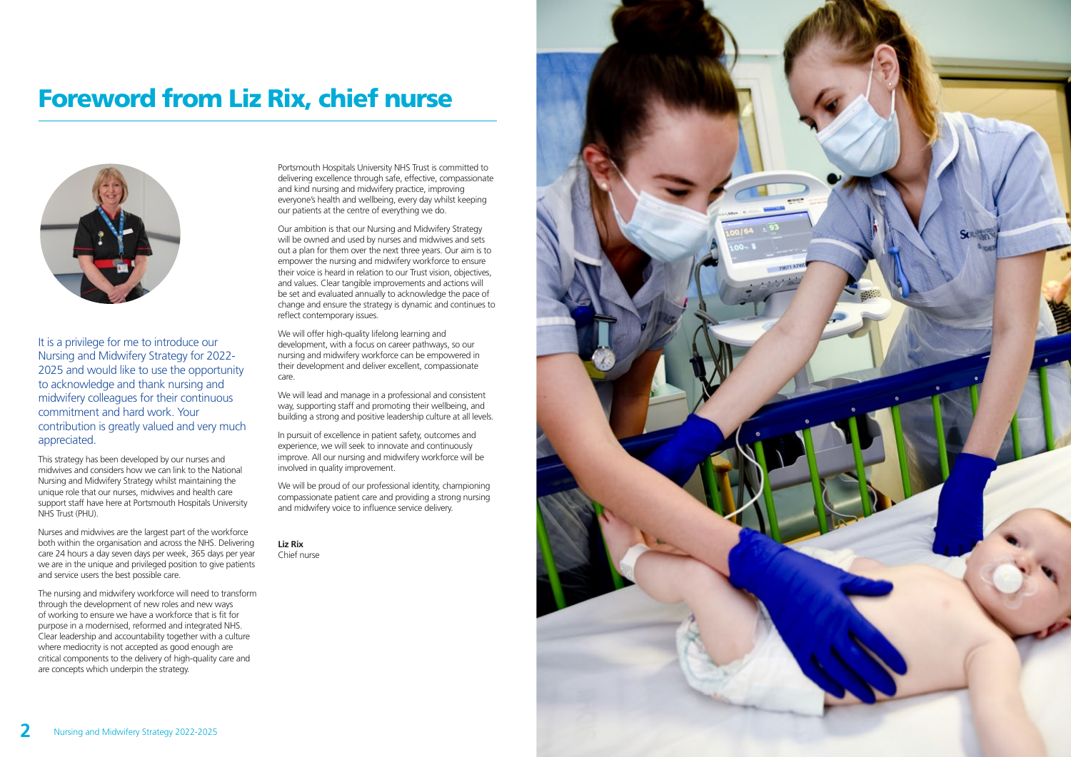# Foreword from Liz Rix, chief nurse

It is a privilege for me to introduce our Nursing and Midwifery Strategy for 2022-2025 and would like to use the opportunity to acknowledge and thank nursing and midwifery colleagues for their continuous commitment and hard work. Your contribution is greatly valued and very much appreciated.

This strategy has been developed by our nurses and midwives and considers how we can link to the National Nursing and Midwifery Strategy whilst maintaining the unique role that our nurses, midwives and health care support staff have here at Portsmouth Hospitals University NHS Trust (PHU).

Nurses and midwives are the largest part of the workforce both within the organisation and across the NHS. Delivering care 24 hours a day seven days per week, 365 days per year we are in the unique and privileged position to give patients and service users the best possible care.

The nursing and midwifery workforce will need to transform through the development of new roles and new ways of working to ensure we have a workforce that is fit for purpose in a modernised, reformed and integrated NHS. Clear leadership and accountability together with a culture where mediocrity is not accepted as good enough are critical components to the delivery of high-quality care and are concepts which underpin the strategy.

Portsmouth Hospitals University NHS Trust is committed to delivering excellence through safe, effective, compassionate and kind nursing and midwifery practice, improving everyone's health and wellbeing, every day whilst keeping our patients at the centre of everything we do.

Our ambition is that our Nursing and Midwifery Strategy will be owned and used by nurses and midwives and sets out a plan for them over the next three years. Our aim is to empower the nursing and midwifery workforce to ensure their voice is heard in relation to our Trust vision, objectives, and values. Clear tangible improvements and actions will be set and evaluated annually to acknowledge the pace of change and ensure the strategy is dynamic and continues to reflect contemporary issues.

We will offer high-quality lifelong learning and development, with a focus on career pathways, so our nursing and midwifery workforce can be empowered in their development and deliver excellent, compassionate care.

We will lead and manage in a professional and consistent way, supporting staff and promoting their wellbeing, and building a strong and positive leadership culture at all levels.

In pursuit of excellence in patient safety, outcomes and experience, we will seek to innovate and continuously improve. All our nursing and midwifery workforce will be involved in quality improvement.

We will be proud of our professional identity, championing compassionate patient care and providing a strong nursing and midwifery voice to influence service delivery.

**Liz Rix**
Chief nurse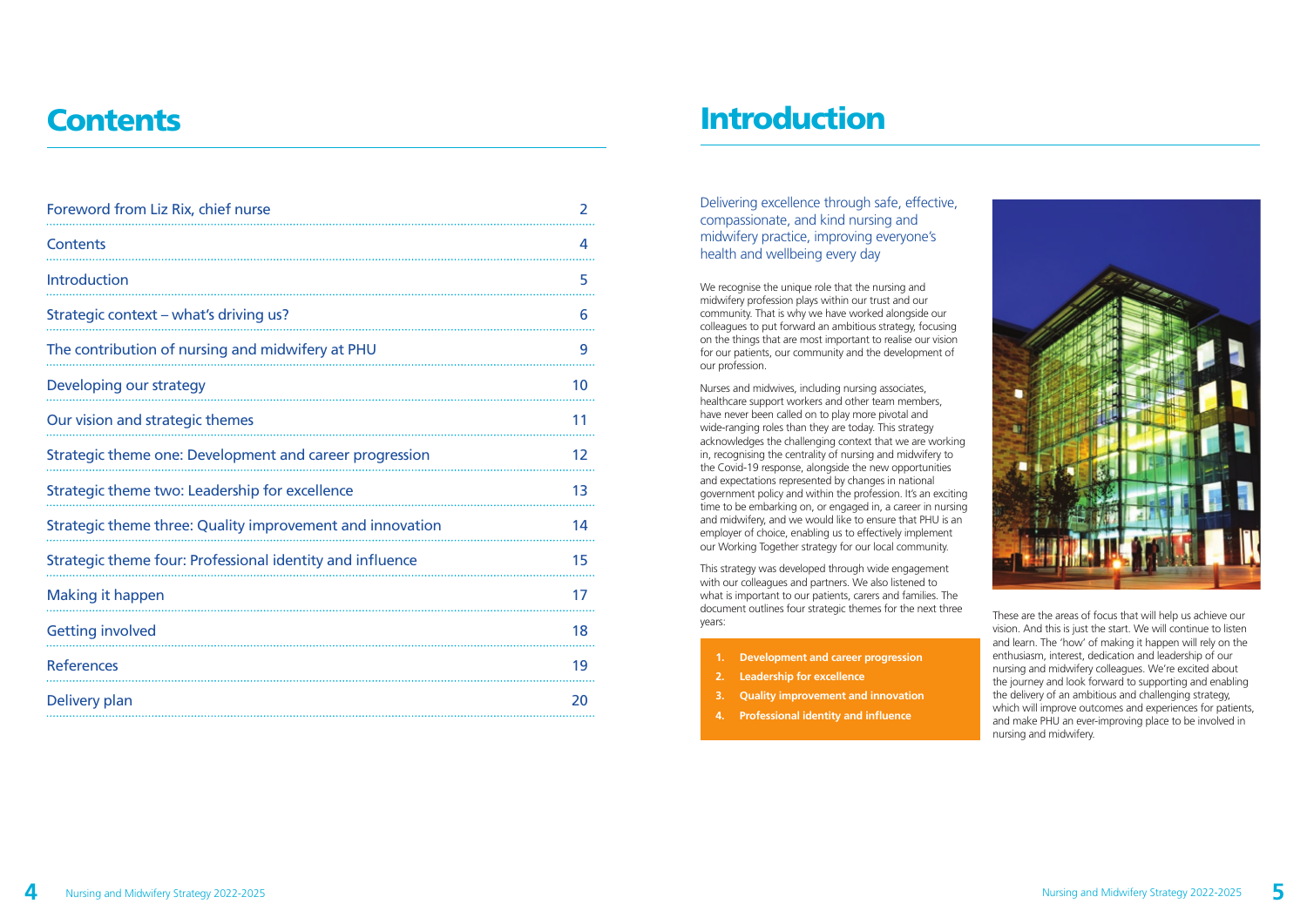# Contents

| | |
|---|---|
| Foreword from Liz Rix, chief nurse | 2 |
| Contents | 4 |
| Introduction | 5 |
| Strategic context – what's driving us? | 6 |
| The contribution of nursing and midwifery at PHU | 9 |
| Developing our strategy | 10 |
| Our vision and strategic themes | 11 |
| Strategic theme one: Development and career progression | 12 |
| Strategic theme two: Leadership for excellence | 13 |
| Strategic theme three: Quality improvement and innovation | 14 |
| Strategic theme four: Professional identity and influence | 15 |
| Making it happen | 17 |
| Getting involved | 18 |
| References | 19 |
| Delivery plan | 20 |

# Introduction

Delivering excellence through safe, effective, compassionate, and kind nursing and midwifery practice, improving everyone's health and wellbeing every day

We recognise the unique role that the nursing and midwifery profession plays within our trust and our community. That is why we have worked alongside our colleagues to put forward an ambitious strategy, focusing on the things that are most important to realise our vision for our patients, our community and the development of our profession.

Nurses and midwives, including nursing associates, healthcare support workers and other team members, have never been called on to play more pivotal and wide-ranging roles than they are today. This strategy acknowledges the challenging context that we are working in, recognising the centrality of nursing and midwifery to the Covid-19 response, alongside the new opportunities and expectations represented by changes in national government policy and within the profession. It's an exciting time to be embarking on, or engaged in, a career in nursing and midwifery, and we would like to ensure that PHU is an employer of choice, enabling us to effectively implement our Working Together strategy for our local community.

This strategy was developed through wide engagement with our colleagues and partners. We also listened to what is important to our patients, carers and families. The document outlines four strategic themes for the next three years:

1. **Development and career progression**
2. **Leadership for excellence**
3. **Quality improvement and innovation**
4. **Professional identity and influence**

These are the areas of focus that will help us achieve our vision. And this is just the start. We will continue to listen and learn. The 'how' of making it happen will rely on the enthusiasm, interest, dedication and leadership of our nursing and midwifery colleagues. We're excited about the journey and look forward to supporting and enabling the delivery of an ambitious and challenging strategy, which will improve outcomes and experiences for patients, and make PHU an ever-improving place to be involved in nursing and midwifery.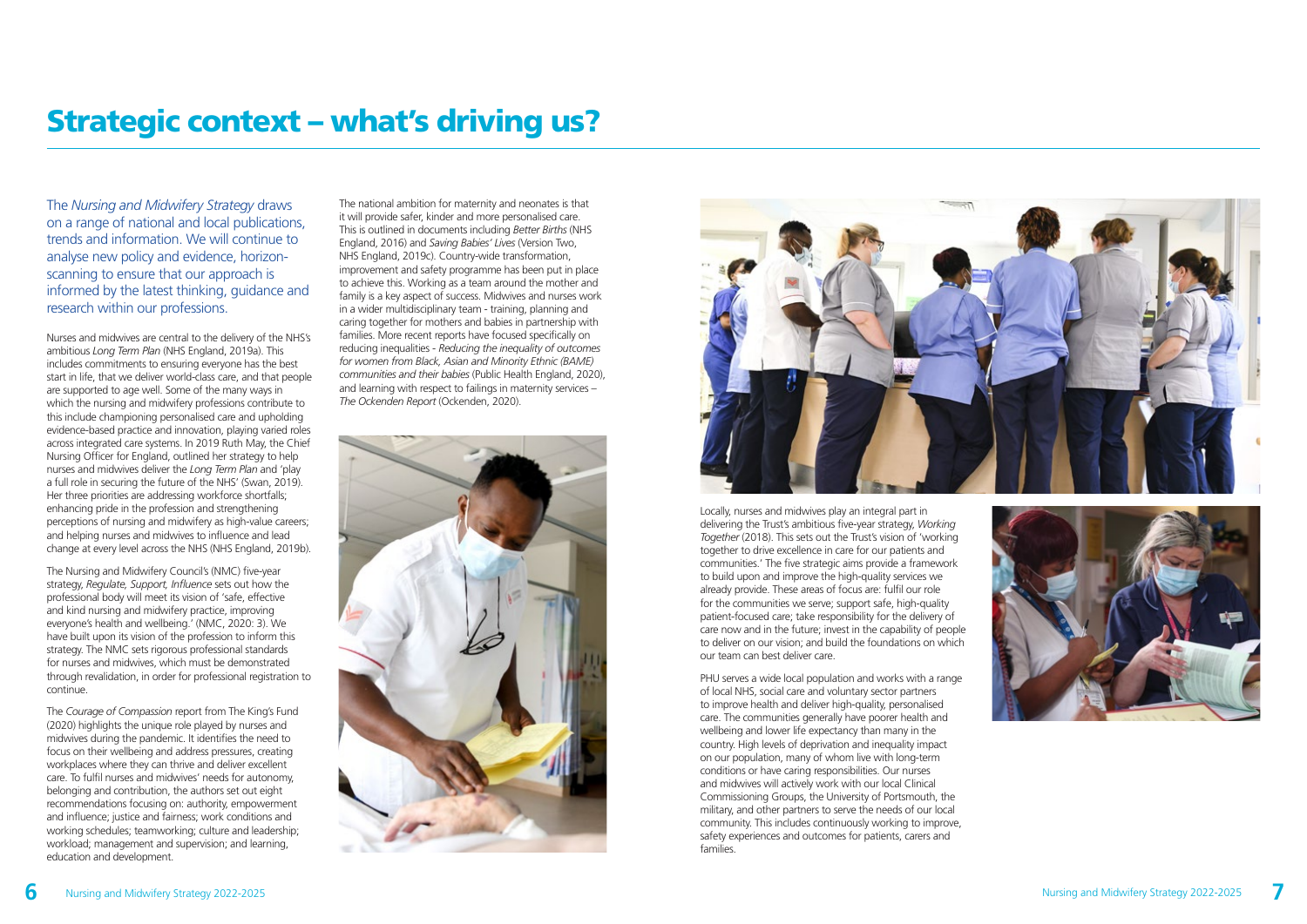# Strategic context – what's driving us?

The *Nursing and Midwifery Strategy* draws on a range of national and local publications, trends and information. We will continue to analyse new policy and evidence, horizon-scanning to ensure that our approach is informed by the latest thinking, guidance and research within our professions.

Nurses and midwives are central to the delivery of the NHS's ambitious *Long Term Plan* (NHS England, 2019a). This includes commitments to ensuring everyone has the best start in life, that we deliver world-class care, and that people are supported to age well. Some of the many ways in which the nursing and midwifery professions contribute to this include championing personalised care and upholding evidence-based practice and innovation, playing varied roles across integrated care systems. In 2019 Ruth May, the Chief Nursing Officer for England, outlined her strategy to help nurses and midwives deliver the *Long Term Plan* and 'play a full role in securing the future of the NHS' (Swan, 2019). Her three priorities are addressing workforce shortfalls; enhancing pride in the profession and strengthening perceptions of nursing and midwifery as high-value careers; and helping nurses and midwives to influence and lead change at every level across the NHS (NHS England, 2019b).

The Nursing and Midwifery Council's (NMC) five-year strategy, *Regulate, Support, Influence* sets out how the professional body will meet its vision of 'safe, effective and kind nursing and midwifery practice, improving everyone's health and wellbeing.' (NMC, 2020: 3). We have built upon its vision of the profession to inform this strategy. The NMC sets rigorous professional standards for nurses and midwives, which must be demonstrated through revalidation, in order for professional registration to continue.

The *Courage of Compassion* report from The King's Fund (2020) highlights the unique role played by nurses and midwives during the pandemic. It identifies the need to focus on their wellbeing and address pressures, creating workplaces where they can thrive and deliver excellent care. To fulfil nurses and midwives' needs for autonomy, belonging and contribution, the authors set out eight recommendations focusing on: authority, empowerment and influence; justice and fairness; work conditions and working schedules; teamworking; culture and leadership; workload; management and supervision; and learning, education and development.

The national ambition for maternity and neonates is that it will provide safer, kinder and more personalised care. This is outlined in documents including *Better Births* (NHS England, 2016) and *Saving Babies' Lives* (Version Two, NHS England, 2019c). Country-wide transformation, improvement and safety programme has been put in place to achieve this. Working as a team around the mother and family is a key aspect of success. Midwives and nurses work in a wider multidisciplinary team - training, planning and caring together for mothers and babies in partnership with families. More recent reports have focused specifically on reducing inequalities - *Reducing the inequality of outcomes for women from Black, Asian and Minority Ethnic (BAME) communities and their babies* (Public Health England, 2020), and learning with respect to failings in maternity services – *The Ockenden Report* (Ockenden, 2020).

Locally, nurses and midwives play an integral part in delivering the Trust's ambitious five-year strategy, *Working Together* (2018). This sets out the Trust's vision of 'working together to drive excellence in care for our patients and communities.' The five strategic aims provide a framework to build upon and improve the high-quality services we already provide. These areas of focus are: fulfil our role for the communities we serve; support safe, high-quality patient-focused care; take responsibility for the delivery of care now and in the future; invest in the capability of people to deliver on our vision; and build the foundations on which our team can best deliver care.

PHU serves a wide local population and works with a range of local NHS, social care and voluntary sector partners to improve health and deliver high-quality, personalised care. The communities generally have poorer health and wellbeing and lower life expectancy than many in the country. High levels of deprivation and inequality impact on our population, many of whom live with long-term conditions or have caring responsibilities. Our nurses and midwives will actively work with our local Clinical Commissioning Groups, the University of Portsmouth, the military, and other partners to serve the needs of our local community. This includes continuously working to improve, safety experiences and outcomes for patients, carers and families.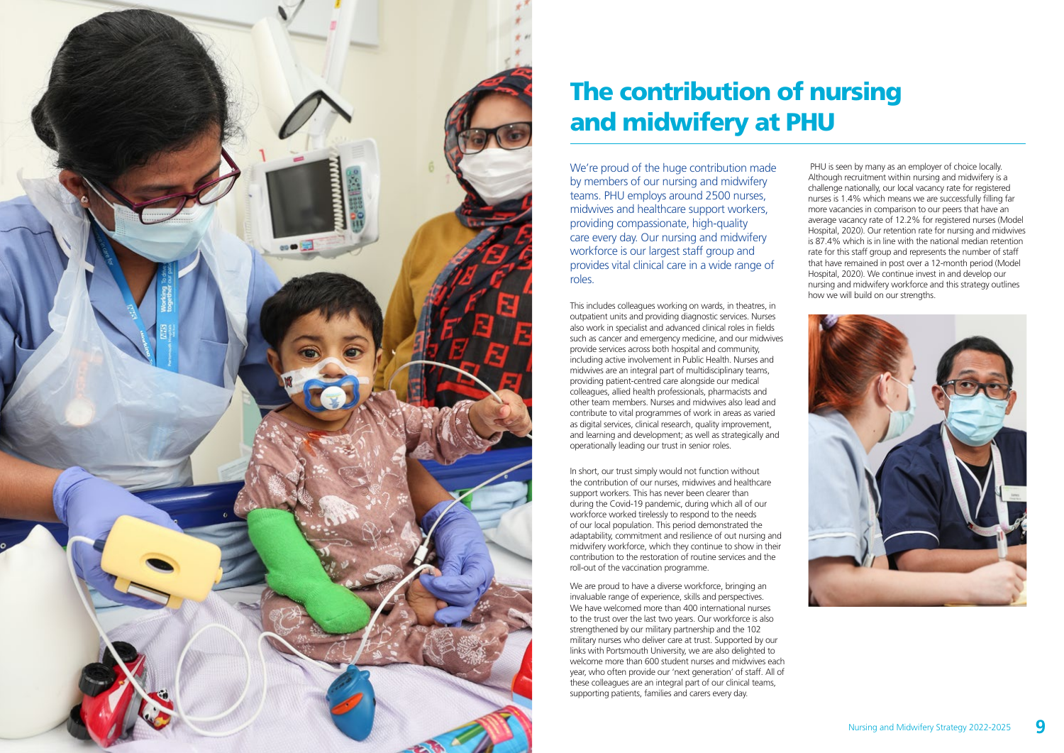# The contribution of nursing and midwifery at PHU

We're proud of the huge contribution made by members of our nursing and midwifery teams. PHU employs around 2500 nurses, midwives and healthcare support workers, providing compassionate, high-quality care every day. Our nursing and midwifery workforce is our largest staff group and provides vital clinical care in a wide range of roles.

This includes colleagues working on wards, in theatres, in outpatient units and providing diagnostic services. Nurses also work in specialist and advanced clinical roles in fields such as cancer and emergency medicine, and our midwives provide services across both hospital and community, including active involvement in Public Health. Nurses and midwives are an integral part of multidisciplinary teams, providing patient-centred care alongside our medical colleagues, allied health professionals, pharmacists and other team members. Nurses and midwives also lead and contribute to vital programmes of work in areas as varied as digital services, clinical research, quality improvement, and learning and development; as well as strategically and operationally leading our trust in senior roles.

In short, our trust simply would not function without the contribution of our nurses, midwives and healthcare support workers. This has never been clearer than during the Covid-19 pandemic, during which all of our workforce worked tirelessly to respond to the needs of our local population. This period demonstrated the adaptability, commitment and resilience of out nursing and midwifery workforce, which they continue to show in their contribution to the restoration of routine services and the roll-out of the vaccination programme.

We are proud to have a diverse workforce, bringing an invaluable range of experience, skills and perspectives. We have welcomed more than 400 international nurses to the trust over the last two years. Our workforce is also strengthened by our military partnership and the 102 military nurses who deliver care at trust. Supported by our links with Portsmouth University, we are also delighted to welcome more than 600 student nurses and midwives each year, who often provide our 'next generation' of staff. All of these colleagues are an integral part of our clinical teams, supporting patients, families and carers every day.

PHU is seen by many as an employer of choice locally. Although recruitment within nursing and midwifery is a challenge nationally, our local vacancy rate for registered nurses is 1.4% which means we are successfully filling far more vacancies in comparison to our peers that have an average vacancy rate of 12.2% for registered nurses (Model Hospital, 2020). Our retention rate for nursing and midwives is 87.4% which is in line with the national median retention rate for this staff group and represents the number of staff that have remained in post over a 12-month period (Model Hospital, 2020). We continue invest in and develop our nursing and midwifery workforce and this strategy outlines how we will build on our strengths.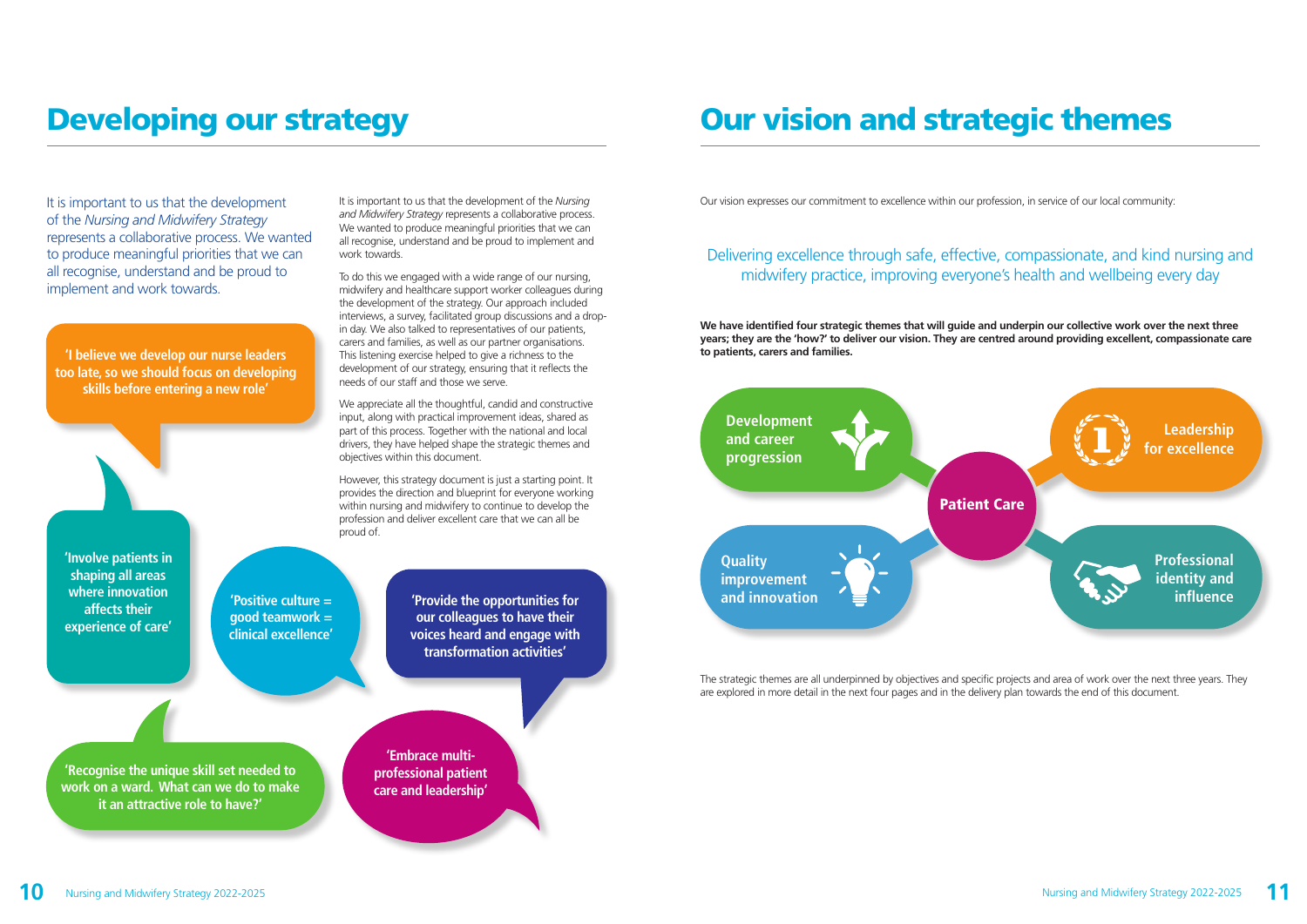# Developing our strategy

It is important to us that the development of the *Nursing and Midwifery Strategy* represents a collaborative process. We wanted to produce meaningful priorities that we can all recognise, understand and be proud to implement and work towards.

It is important to us that the development of the *Nursing and Midwifery Strategy* represents a collaborative process. We wanted to produce meaningful priorities that we can all recognise, understand and be proud to implement and work towards.

To do this we engaged with a wide range of our nursing, midwifery and healthcare support worker colleagues during the development of the strategy. Our approach included interviews, a survey, facilitated group discussions and a drop-in day. We also talked to representatives of our patients, carers and families, as well as our partner organisations. This listening exercise helped to give a richness to the development of our strategy, ensuring that it reflects the needs of our staff and those we serve.

We appreciate all the thoughtful, candid and constructive input, along with practical improvement ideas, shared as part of this process. Together with the national and local drivers, they have helped shape the strategic themes and objectives within this document.

However, this strategy document is just a starting point. It provides the direction and blueprint for everyone working within nursing and midwifery to continue to develop the profession and deliver excellent care that we can all be proud of.

'I believe we develop our nurse leaders too late, so we should focus on developing skills before entering a new role'

'Involve patients in shaping all areas where innovation affects their experience of care'

'Positive culture = good teamwork = clinical excellence'

'Provide the opportunities for our colleagues to have their voices heard and engage with transformation activities'

'Recognise the unique skill set needed to work on a ward. What can we do to make it an attractive role to have?'

'Embrace multi-professional patient care and leadership'

# Our vision and strategic themes

Our vision expresses our commitment to excellence within our profession, in service of our local community:

Delivering excellence through safe, effective, compassionate, and kind nursing and midwifery practice, improving everyone's health and wellbeing every day

**We have identified four strategic themes that will guide and underpin our collective work over the next three years; they are the 'how?' to deliver our vision. They are centred around providing excellent, compassionate care to patients, carers and families.**

Patient Care

Development and career progression

Leadership for excellence

Quality improvement and innovation

Professional identity and influence

The strategic themes are all underpinned by objectives and specific projects and area of work over the next three years. They are explored in more detail in the next four pages and in the delivery plan towards the end of this document.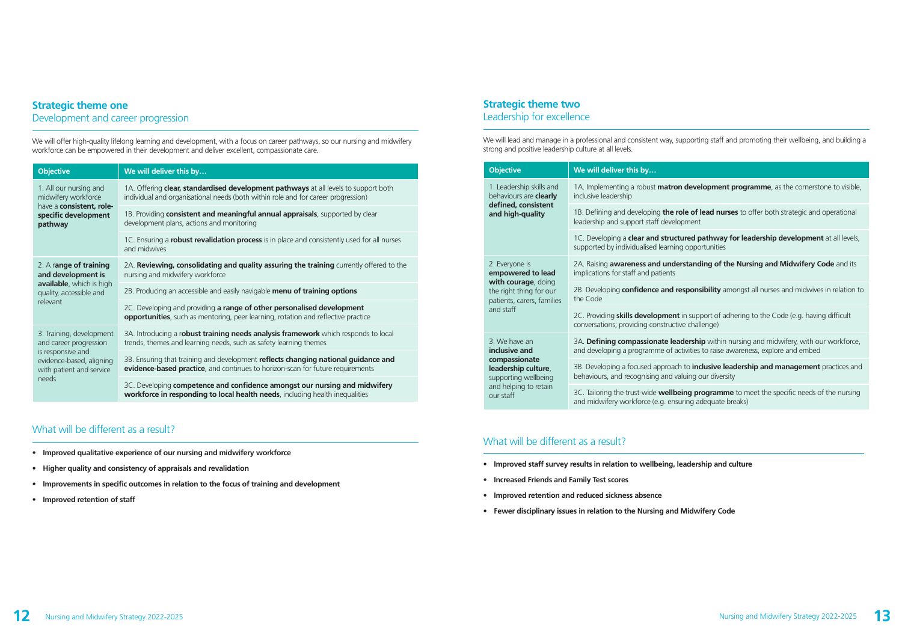## Strategic theme one

### Development and career progression

We will offer high-quality lifelong learning and development, with a focus on career pathways, so our nursing and midwifery workforce can be empowered in their development and deliver excellent, compassionate care.

| Objective | We will deliver this by… |
|---|---|
| 1. All our nursing and midwifery workforce have a **consistent, role-specific development pathway** | 1A. Offering **clear, standardised development pathways** at all levels to support both individual and organisational needs (both within role and for career progression) |
| | 1B. Providing **consistent and meaningful annual appraisals**, supported by clear development plans, actions and monitoring |
| | 1C. Ensuring a **robust revalidation process** is in place and consistently used for all nurses and midwives |
| 2. A r**ange of training and development is available**, which is high quality, accessible and relevant | 2A. **Reviewing, consolidating and quality assuring the training** currently offered to the nursing and midwifery workforce |
| | 2B. Producing an accessible and easily navigable **menu of training options** |
| | 2C. Developing and providing **a range of other personalised development opportunities**, such as mentoring, peer learning, rotation and reflective practice |
| 3. Training, development and career progression is responsive and evidence-based, aligning with patient and service needs | 3A. Introducing a r**obust training needs analysis framework** which responds to local trends, themes and learning needs, such as safety learning themes |
| | 3B. Ensuring that training and development **reflects changing national guidance and evidence-based practice**, and continues to horizon-scan for future requirements |
| | 3C. Developing **competence and confidence amongst our nursing and midwifery workforce in responding to local health needs**, including health inequalities |

### What will be different as a result?

- **Improved qualitative experience of our nursing and midwifery workforce**
- **Higher quality and consistency of appraisals and revalidation**
- **Improvements in specific outcomes in relation to the focus of training and development**
- **Improved retention of staff**

## Strategic theme two

### Leadership for excellence

We will lead and manage in a professional and consistent way, supporting staff and promoting their wellbeing, and building a strong and positive leadership culture at all levels.

| Objective | We will deliver this by… |
|---|---|
| 1. Leadership skills and behaviours are **clearly defined, consistent and high-quality** | 1A. Implementing a robust **matron development programme**, as the cornerstone to visible, inclusive leadership |
| | 1B. Defining and developing **the role of lead nurses** to offer both strategic and operational leadership and support staff development |
| | 1C. Developing a **clear and structured pathway for leadership development** at all levels, supported by individualised learning opportunities |
| 2. Everyone is **empowered to lead with courage**, doing the right thing for our patients, carers, families and staff | 2A. Raising **awareness and understanding of the Nursing and Midwifery Code** and its implications for staff and patients |
| | 2B. Developing **confidence and responsibility** amongst all nurses and midwives in relation to the Code |
| | 2C. Providing **skills development** in support of adhering to the Code (e.g. having difficult conversations; providing constructive challenge) |
| 3. We have an **inclusive and compassionate leadership culture**, supporting wellbeing and helping to retain our staff | 3A. **Defining compassionate leadership** within nursing and midwifery, with our workforce, and developing a programme of activities to raise awareness, explore and embed |
| | 3B. Developing a focused approach to **inclusive leadership and management** practices and behaviours, and recognising and valuing our diversity |
| | 3C. Tailoring the trust-wide **wellbeing programme** to meet the specific needs of the nursing and midwifery workforce (e.g. ensuring adequate breaks) |

### What will be different as a result?

- **Improved staff survey results in relation to wellbeing, leadership and culture**
- **Increased Friends and Family Test scores**
- **Improved retention and reduced sickness absence**
- **Fewer disciplinary issues in relation to the Nursing and Midwifery Code**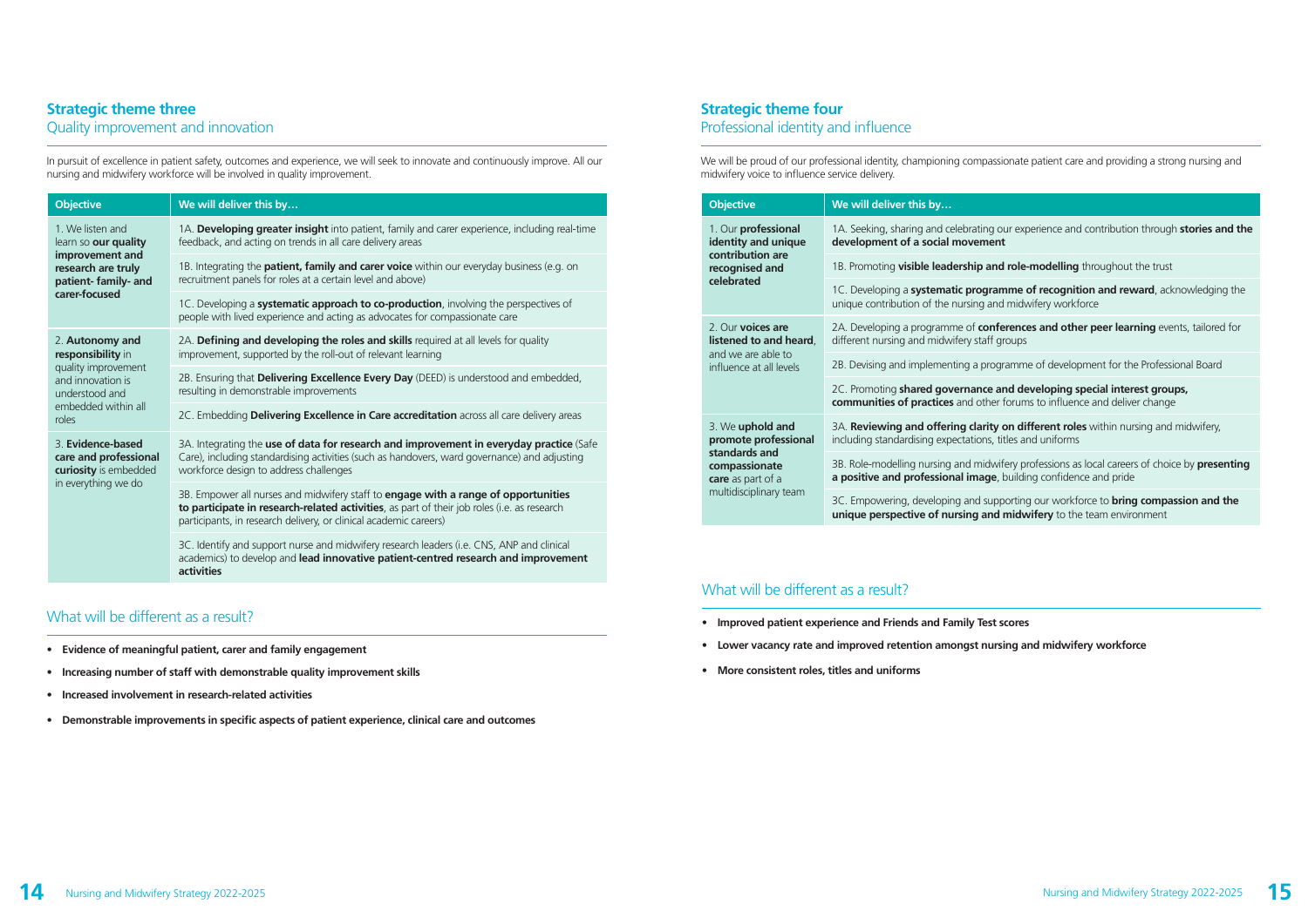## Strategic theme three

### Quality improvement and innovation

In pursuit of excellence in patient safety, outcomes and experience, we will seek to innovate and continuously improve. All our nursing and midwifery workforce will be involved in quality improvement.

| Objective | We will deliver this by… |
|---|---|
| 1. We listen and learn so **our quality improvement and research are truly patient- family- and carer-focused** | 1A. **Developing greater insight** into patient, family and carer experience, including real-time feedback, and acting on trends in all care delivery areas |
| | 1B. Integrating the **patient, family and carer voice** within our everyday business (e.g. on recruitment panels for roles at a certain level and above) |
| | 1C. Developing a **systematic approach to co-production**, involving the perspectives of people with lived experience and acting as advocates for compassionate care |
| 2. **Autonomy and responsibility** in quality improvement and innovation is understood and embedded within all roles | 2A. **Defining and developing the roles and skills** required at all levels for quality improvement, supported by the roll-out of relevant learning |
| | 2B. Ensuring that **Delivering Excellence Every Day** (DEED) is understood and embedded, resulting in demonstrable improvements |
| | 2C. Embedding **Delivering Excellence in Care accreditation** across all care delivery areas |
| 3. **Evidence-based care and professional curiosity** is embedded in everything we do | 3A. Integrating the **use of data for research and improvement in everyday practice** (Safe Care), including standardising activities (such as handovers, ward governance) and adjusting workforce design to address challenges |
| | 3B. Empower all nurses and midwifery staff to **engage with a range of opportunities to participate in research-related activities**, as part of their job roles (i.e. as research participants, in research delivery, or clinical academic careers) |
| | 3C. Identify and support nurse and midwifery research leaders (i.e. CNS, ANP and clinical academics) to develop and **lead innovative patient-centred research and improvement activities** |

### What will be different as a result?

- **Evidence of meaningful patient, carer and family engagement**
- **Increasing number of staff with demonstrable quality improvement skills**
- **Increased involvement in research-related activities**
- **Demonstrable improvements in specific aspects of patient experience, clinical care and outcomes**

## Strategic theme four

### Professional identity and influence

We will be proud of our professional identity, championing compassionate patient care and providing a strong nursing and midwifery voice to influence service delivery.

| Objective | We will deliver this by… |
|---|---|
| 1. Our **professional identity and unique contribution are recognised and celebrated** | 1A. Seeking, sharing and celebrating our experience and contribution through **stories and the development of a social movement** |
| | 1B. Promoting **visible leadership and role-modelling** throughout the trust |
| | 1C. Developing a **systematic programme of recognition and reward**, acknowledging the unique contribution of the nursing and midwifery workforce |
| 2. Our **voices are listened to and heard**, and we are able to influence at all levels | 2A. Developing a programme of **conferences and other peer learning** events, tailored for different nursing and midwifery staff groups |
| | 2B. Devising and implementing a programme of development for the Professional Board |
| | 2C. Promoting **shared governance and developing special interest groups, communities of practices** and other forums to influence and deliver change |
| 3. We **uphold and promote professional standards and compassionate care** as part of a multidisciplinary team | 3A. **Reviewing and offering clarity on different roles** within nursing and midwifery, including standardising expectations, titles and uniforms |
| | 3B. Role-modelling nursing and midwifery professions as local careers of choice by **presenting a positive and professional image**, building confidence and pride |
| | 3C. Empowering, developing and supporting our workforce to **bring compassion and the unique perspective of nursing and midwifery** to the team environment |

### What will be different as a result?

- **Improved patient experience and Friends and Family Test scores**
- **Lower vacancy rate and improved retention amongst nursing and midwifery workforce**
- **More consistent roles, titles and uniforms**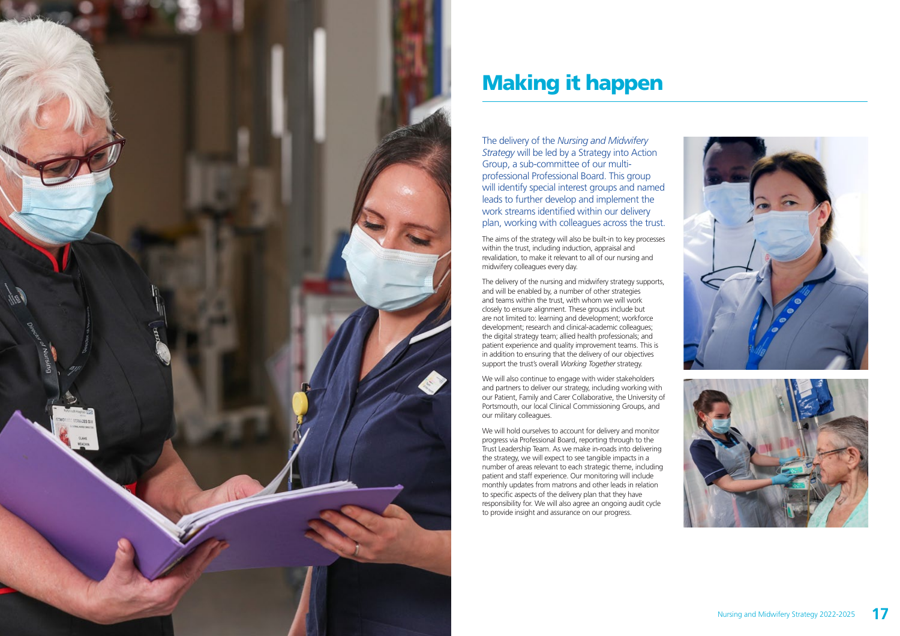# Making it happen

The delivery of the *Nursing and Midwifery Strategy* will be led by a Strategy into Action Group, a sub-committee of our multi-professional Professional Board. This group will identify special interest groups and named leads to further develop and implement the work streams identified within our delivery plan, working with colleagues across the trust.

The aims of the strategy will also be built-in to key processes within the trust, including induction, appraisal and revalidation, to make it relevant to all of our nursing and midwifery colleagues every day.

The delivery of the nursing and midwifery strategy supports, and will be enabled by, a number of other strategies and teams within the trust, with whom we will work closely to ensure alignment. These groups include but are not limited to: learning and development; workforce development; research and clinical-academic colleagues; the digital strategy team; allied health professionals; and patient experience and quality improvement teams. This is in addition to ensuring that the delivery of our objectives support the trust's overall *Working Together* strategy.

We will also continue to engage with wider stakeholders and partners to deliver our strategy, including working with our Patient, Family and Carer Collaborative, the University of Portsmouth, our local Clinical Commissioning Groups, and our military colleagues.

We will hold ourselves to account for delivery and monitor progress via Professional Board, reporting through to the Trust Leadership Team. As we make in-roads into delivering the strategy, we will expect to see tangible impacts in a number of areas relevant to each strategic theme, including patient and staff experience. Our monitoring will include monthly updates from matrons and other leads in relation to specific aspects of the delivery plan that they have responsibility for. We will also agree an ongoing audit cycle to provide insight and assurance on our progress.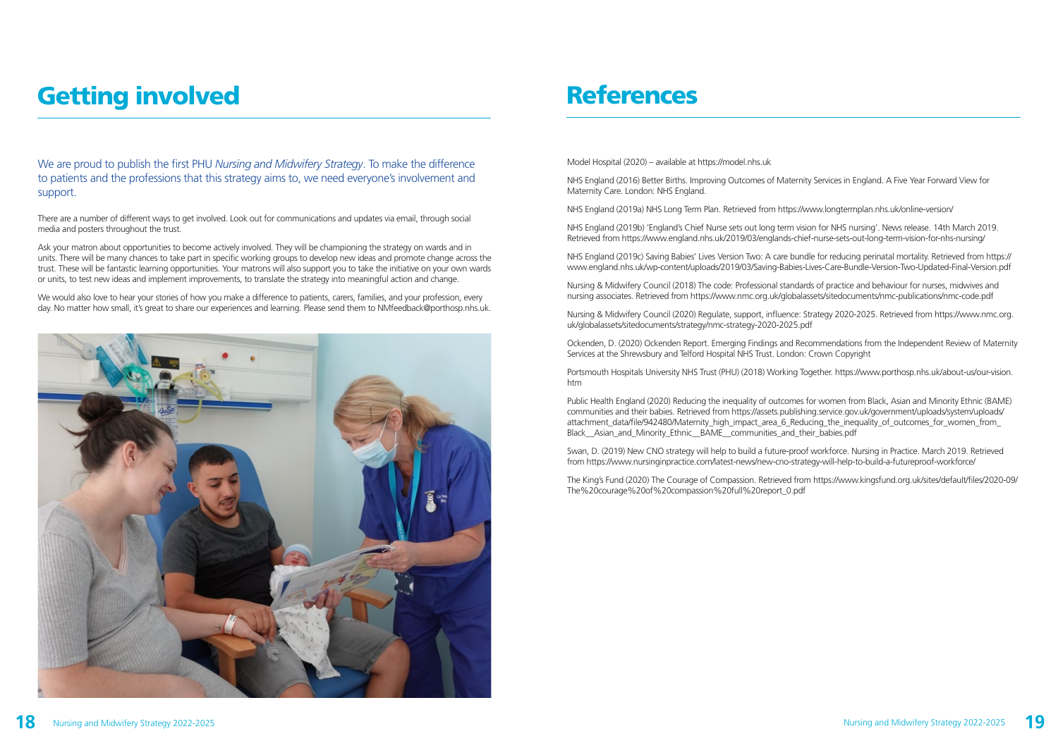# Getting involved

We are proud to publish the first PHU *Nursing and Midwifery Strategy*. To make the difference to patients and the professions that this strategy aims to, we need everyone's involvement and support.

There are a number of different ways to get involved. Look out for communications and updates via email, through social media and posters throughout the trust.

Ask your matron about opportunities to become actively involved. They will be championing the strategy on wards and in units. There will be many chances to take part in specific working groups to develop new ideas and promote change across the trust. These will be fantastic learning opportunities. Your matrons will also support you to take the initiative on your own wards or units, to test new ideas and implement improvements, to translate the strategy into meaningful action and change.

We would also love to hear your stories of how you make a difference to patients, carers, families, and your profession, every day. No matter how small, it's great to share our experiences and learning. Please send them to NMfeedback@porthosp.nhs.uk.

# References

Model Hospital (2020) – available at https://model.nhs.uk

NHS England (2016) Better Births. Improving Outcomes of Maternity Services in England. A Five Year Forward View for Maternity Care. London: NHS England.

NHS England (2019a) NHS Long Term Plan. Retrieved from https://www.longtermplan.nhs.uk/online-version/

NHS England (2019b) 'England's Chief Nurse sets out long term vision for NHS nursing'. News release. 14th March 2019. Retrieved from https://www.england.nhs.uk/2019/03/englands-chief-nurse-sets-out-long-term-vision-for-nhs-nursing/

NHS England (2019c) Saving Babies' Lives Version Two: A care bundle for reducing perinatal mortality. Retrieved from https://www.england.nhs.uk/wp-content/uploads/2019/03/Saving-Babies-Lives-Care-Bundle-Version-Two-Updated-Final-Version.pdf

Nursing & Midwifery Council (2018) The code: Professional standards of practice and behaviour for nurses, midwives and nursing associates. Retrieved from https://www.nmc.org.uk/globalassets/sitedocuments/nmc-publications/nmc-code.pdf

Nursing & Midwifery Council (2020) Regulate, support, influence: Strategy 2020-2025. Retrieved from https://www.nmc.org.uk/globalassets/sitedocuments/strategy/nmc-strategy-2020-2025.pdf

Ockenden, D. (2020) Ockenden Report. Emerging Findings and Recommendations from the Independent Review of Maternity Services at the Shrewsbury and Telford Hospital NHS Trust. London: Crown Copyright

Portsmouth Hospitals University NHS Trust (PHU) (2018) Working Together. https://www.porthosp.nhs.uk/about-us/our-vision.htm

Public Health England (2020) Reducing the inequality of outcomes for women from Black, Asian and Minority Ethnic (BAME) communities and their babies. Retrieved from https://assets.publishing.service.gov.uk/government/uploads/system/uploads/attachment_data/file/942480/Maternity_high_impact_area_6_Reducing_the_inequality_of_outcomes_for_women_from_Black__Asian_and_Minority_Ethnic__BAME__communities_and_their_babies.pdf

Swan, D. (2019) New CNO strategy will help to build a future-proof workforce. Nursing in Practice. March 2019. Retrieved from https://www.nursinginpractice.com/latest-news/new-cno-strategy-will-help-to-build-a-futureproof-workforce/

The King's Fund (2020) The Courage of Compassion. Retrieved from https://www.kingsfund.org.uk/sites/default/files/2020-09/The%20courage%20of%20compassion%20full%20report_0.pdf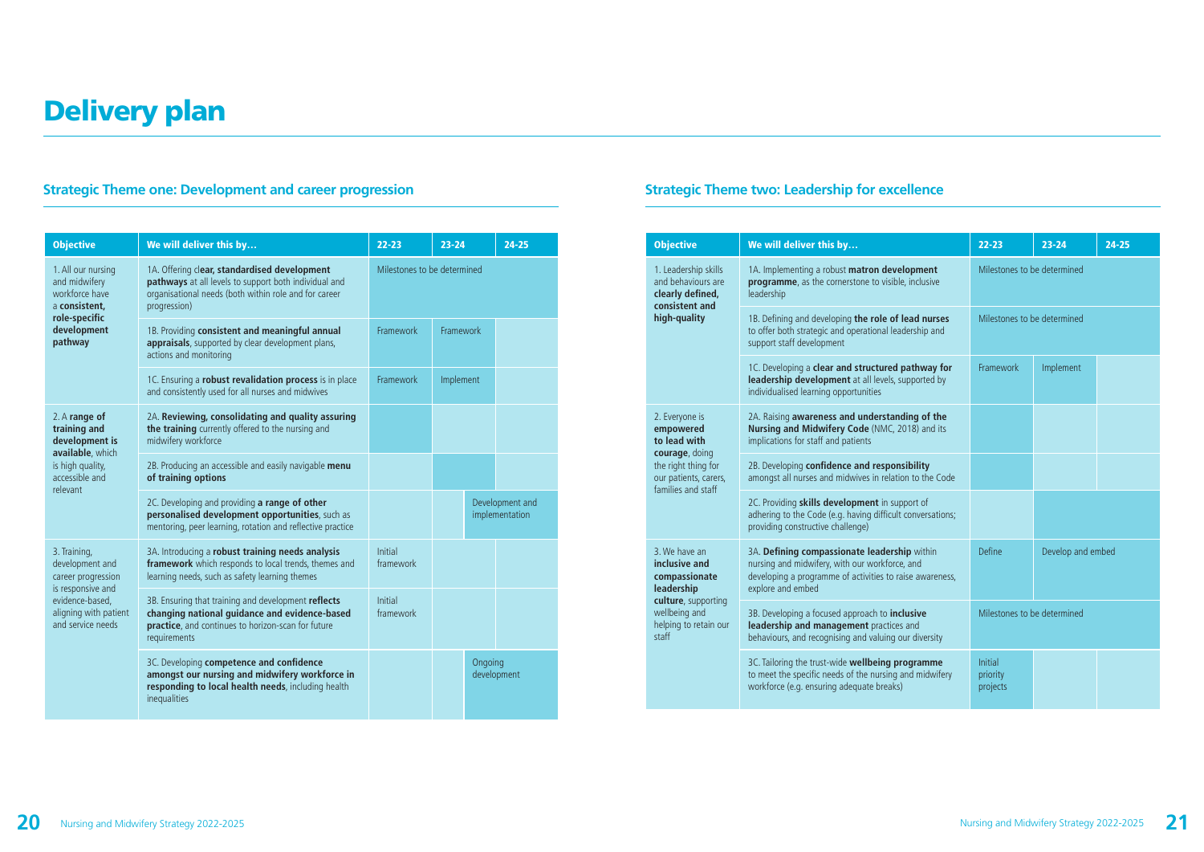# Delivery plan

## Strategic Theme one: Development and career progression

| Objective | We will deliver this by… | 22-23 | 23-24 | 24-25 |
|---|---|---|---|---|
| 1. All our nursing and midwifery workforce have a **consistent, role-specific development pathway** | 1A. Offering c**lear, standardised development pathways** at all levels to support both individual and organisational needs (both within role and for career progression) | Milestones to be determined | | |
| | 1B. Providing **consistent and meaningful annual appraisals**, supported by clear development plans, actions and monitoring | Framework | Framework | |
| | 1C. Ensuring a **robust revalidation process** is in place and consistently used for all nurses and midwives | Framework | Implement | |
| 2. A **range of training and development is available**, which is high quality, accessible and relevant | 2A. **Reviewing, consolidating and quality assuring the training** currently offered to the nursing and midwifery workforce | | | |
| | 2B. Producing an accessible and easily navigable **menu of training options** | | | |
| | 2C. Developing and providing **a range of other personalised development opportunities**, such as mentoring, peer learning, rotation and reflective practice | | | Development and implementation |
| 3. Training, development and career progression is responsive and evidence-based, aligning with patient and service needs | 3A. Introducing a **robust training needs analysis framework** which responds to local trends, themes and learning needs, such as safety learning themes | Initial framework | | |
| | 3B. Ensuring that training and development **reflects changing national guidance and evidence-based practice**, and continues to horizon-scan for future requirements | Initial framework | | |
| | 3C. Developing **competence and confidence amongst our nursing and midwifery workforce in responding to local health needs**, including health inequalities | | | Ongoing development |

## Strategic Theme two: Leadership for excellence

| Objective | We will deliver this by… | 22-23 | 23-24 | 24-25 |
|---|---|---|---|---|
| 1. Leadership skills and behaviours are **clearly defined, consistent and high-quality** | 1A. Implementing a robust **matron development programme**, as the cornerstone to visible, inclusive leadership | Milestones to be determined | | |
| | 1B. Defining and developing **the role of lead nurses** to offer both strategic and operational leadership and support staff development | Milestones to be determined | | |
| | 1C. Developing a **clear and structured pathway for leadership development** at all levels, supported by individualised learning opportunities | Framework | Implement | |
| 2. Everyone is **empowered to lead with courage**, doing the right thing for our patients, carers, families and staff | 2A. Raising **awareness and understanding of the Nursing and Midwifery Code** (NMC, 2018) and its implications for staff and patients | | | |
| | 2B. Developing **confidence and responsibility** amongst all nurses and midwives in relation to the Code | | | |
| | 2C. Providing **skills development** in support of adhering to the Code (e.g. having difficult conversations; providing constructive challenge) | | | |
| 3. We have an **inclusive and compassionate leadership culture**, supporting wellbeing and helping to retain our staff | 3A. **Defining compassionate leadership** within nursing and midwifery, with our workforce, and developing a programme of activities to raise awareness, explore and embed | Define | Develop and embed | |
| | 3B. Developing a focused approach to **inclusive leadership and management** practices and behaviours, and recognising and valuing our diversity | Milestones to be determined | | |
| | 3C. Tailoring the trust-wide **wellbeing programme** to meet the specific needs of the nursing and midwifery workforce (e.g. ensuring adequate breaks) | Initial priority projects | | |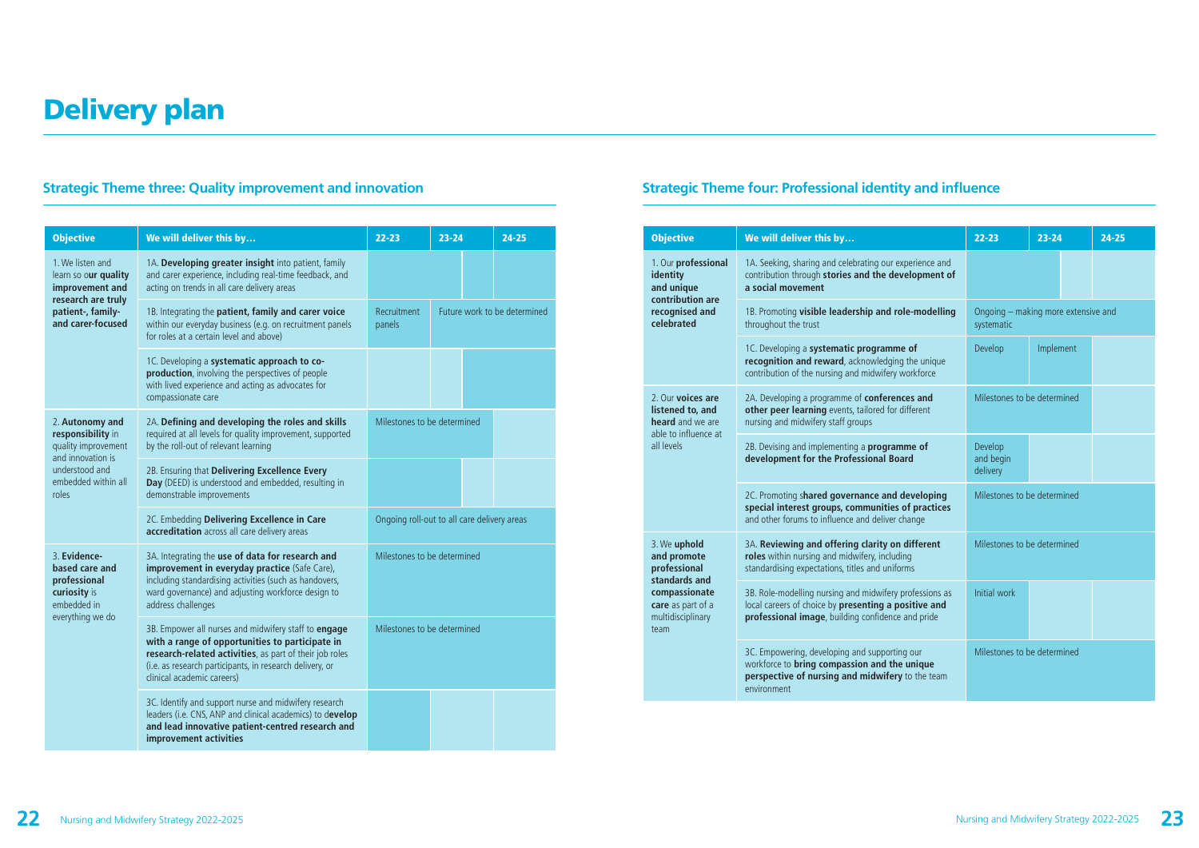# Delivery plan

## Strategic Theme three: Quality improvement and innovation

| Objective | We will deliver this by… | 22-23 | 23-24 | 24-25 |
|---|---|---|---|---|
| 1. We listen and learn so **our quality improvement and research are truly patient-, family- and carer-focused** | 1A. **Developing greater insight** into patient, family and carer experience, including real-time feedback, and acting on trends in all care delivery areas | | | |
| | 1B. Integrating the **patient, family and carer voice** within our everyday business (e.g. on recruitment panels for roles at a certain level and above) | Recruitment panels | Future work to be determined | |
| | 1C. Developing a **systematic approach to co-production**, involving the perspectives of people with lived experience and acting as advocates for compassionate care | | | |
| 2. **Autonomy and responsibility** in quality improvement and innovation is understood and embedded within all roles | 2A. **Defining and developing the roles and skills** required at all levels for quality improvement, supported by the roll-out of relevant learning | Milestones to be determined | | |
| | 2B. Ensuring that **Delivering Excellence Every Day** (DEED) is understood and embedded, resulting in demonstrable improvements | | | |
| | 2C. Embedding **Delivering Excellence in Care accreditation** across all care delivery areas | Ongoing roll-out to all care delivery areas | | |
| 3. **Evidence-based care and professional curiosity** is embedded in everything we do | 3A. Integrating the **use of data for research and improvement in everyday practice** (Safe Care), including standardising activities (such as handovers, ward governance) and adjusting workforce design to address challenges | Milestones to be determined | | |
| | 3B. Empower all nurses and midwifery staff to **engage with a range of opportunities to participate in research-related activities**, as part of their job roles (i.e. as research participants, in research delivery, or clinical academic careers) | Milestones to be determined | | |
| | 3C. Identify and support nurse and midwifery research leaders (i.e. CNS, ANP and clinical academics) to **develop and lead innovative patient-centred research and improvement activities** | | | |

## Strategic Theme four: Professional identity and influence

| Objective | We will deliver this by… | 22-23 | 23-24 | 24-25 |
|---|---|---|---|---|
| 1. Our **professional identity and unique contribution are recognised and celebrated** | 1A. Seeking, sharing and celebrating our experience and contribution through **stories and the development of a social movement** | | | |
| | 1B. Promoting **visible leadership and role-modelling** throughout the trust | Ongoing – making more extensive and systematic | | |
| | 1C. Developing a **systematic programme of recognition and reward**, acknowledging the unique contribution of the nursing and midwifery workforce | Develop | Implement | |
| 2. Our **voices are listened to, and heard** and we are able to influence at all levels | 2A. Developing a programme of **conferences and other peer learning** events, tailored for different nursing and midwifery staff groups | Milestones to be determined | | |
| | 2B. Devising and implementing a **programme of development for the Professional Board** | Develop and begin delivery | | |
| | 2C. Promoting s**hared governance and developing special interest groups, communities of practices** and other forums to influence and deliver change | Milestones to be determined | | |
| 3. We **uphold and promote professional standards and compassionate care** as part of a multidisciplinary team | 3A. **Reviewing and offering clarity on different roles** within nursing and midwifery, including standardising expectations, titles and uniforms | Milestones to be determined | | |
| | 3B. Role-modelling nursing and midwifery professions as local careers of choice by **presenting a positive and professional image**, building confidence and pride | Initial work | | |
| | 3C. Empowering, developing and supporting our workforce to **bring compassion and the unique perspective of nursing and midwifery** to the team environment | Milestones to be determined | | |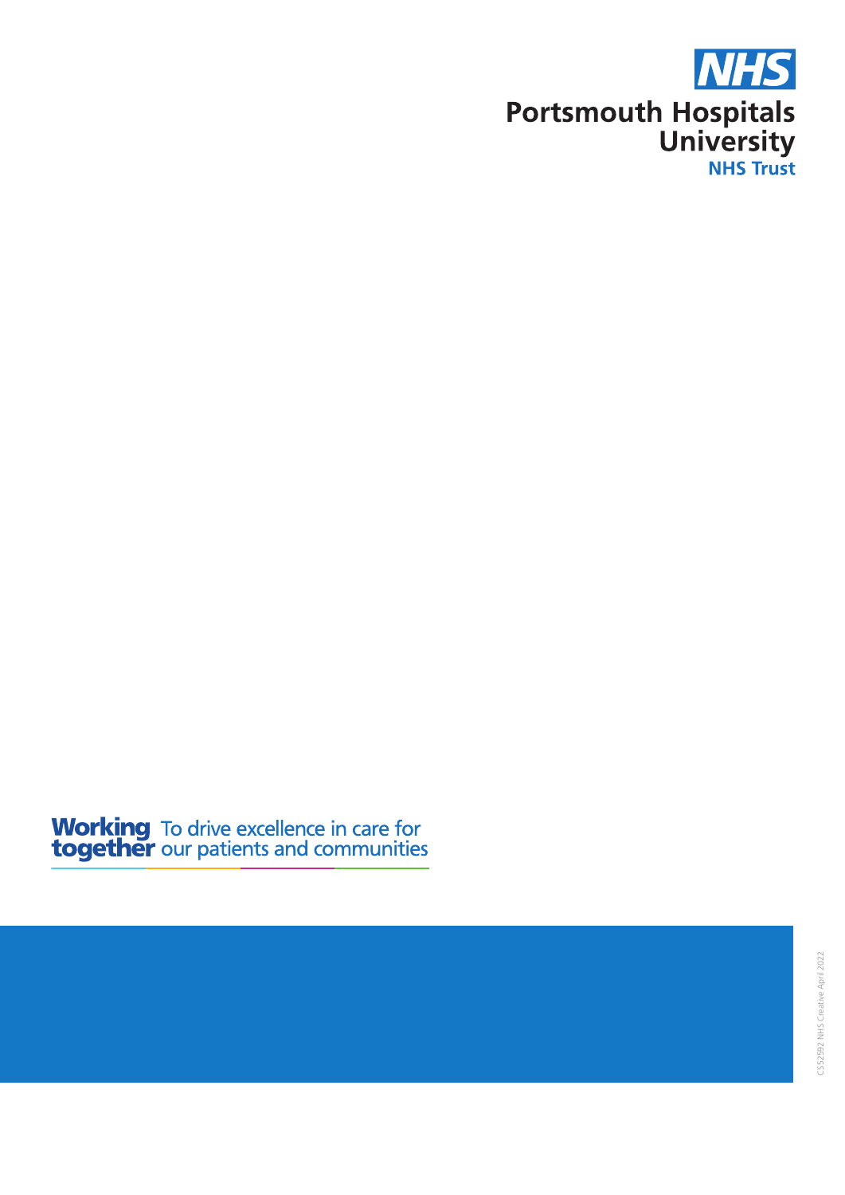NHS

Portsmouth Hospitals University NHS Trust

**Working together** To drive excellence in care for our patients and communities

CS52592 NHS Creative April 2022